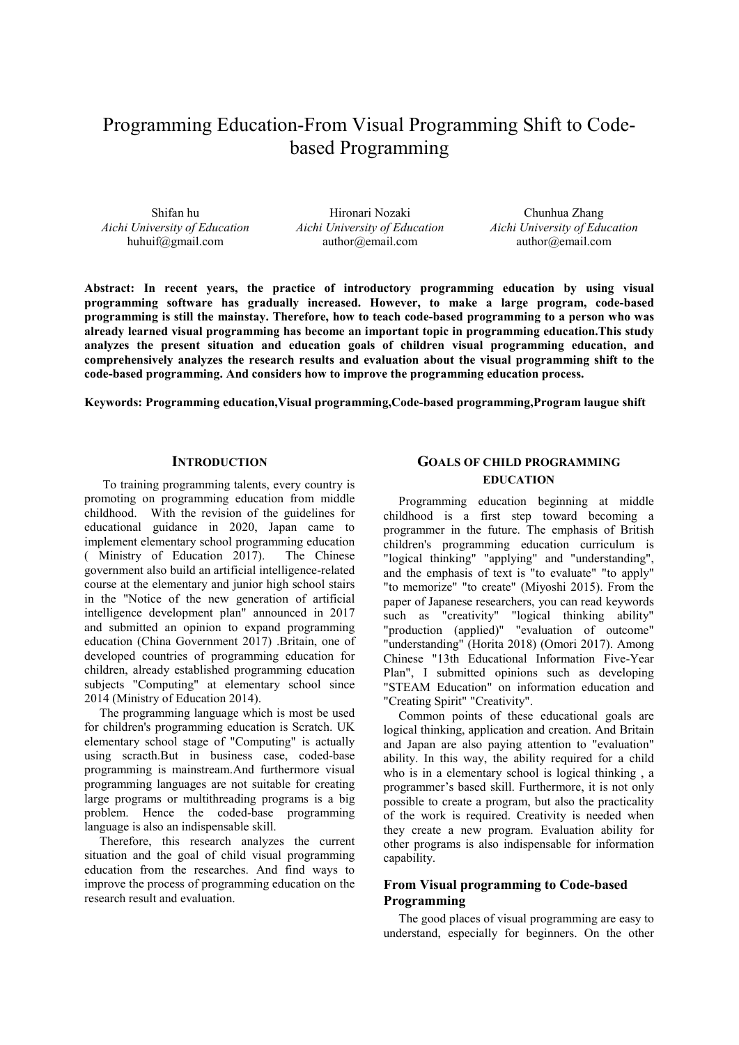# Programming Education-From Visual Programming Shift to Code-based Programming

Shifan hu
*Aichi University of Education*
huhuif@gmail.com

Hironari Nozaki
*Aichi University of Education*
author@email.com

Chunhua Zhang
*Aichi University of Education*
author@email.com

**Abstract: In recent years, the practice of introductory programming education by using visual programming software has gradually increased. However, to make a large program, code-based programming is still the mainstay. Therefore, how to teach code-based programming to a person who was already learned visual programming has become an important topic in programming education.This study analyzes the present situation and education goals of children visual programming education, and comprehensively analyzes the research results and evaluation about the visual programming shift to the code-based programming. And considers how to improve the programming education process.**

**Keywords: Programming education,Visual programming,Code-based programming,Program laugue shift**

## INTRODUCTION

To training programming talents, every country is promoting on programming education from middle childhood. With the revision of the guidelines for educational guidance in 2020, Japan came to implement elementary school programming education ( Ministry of Education 2017). The Chinese government also build an artificial intelligence-related course at the elementary and junior high school stairs in the "Notice of the new generation of artificial intelligence development plan" announced in 2017 and submitted an opinion to expand programming education (China Government 2017) .Britain, one of developed countries of programming education for children, already established programming education subjects "Computing" at elementary school since 2014 (Ministry of Education 2014).

The programming language which is most be used for children's programming education is Scratch. UK elementary school stage of "Computing" is actually using scracth.But in business case, coded-base programming is mainstream.And furthermore visual programming languages are not suitable for creating large programs or multithreading programs is a big problem. Hence the coded-base programming language is also an indispensable skill.

Therefore, this research analyzes the current situation and the goal of child visual programming education from the researches. And find ways to improve the process of programming education on the research result and evaluation.

## GOALS OF CHILD PROGRAMMING EDUCATION

Programming education beginning at middle childhood is a first step toward becoming a programmer in the future. The emphasis of British children's programming education curriculum is "logical thinking" "applying" and "understanding", and the emphasis of text is "to evaluate" "to apply" "to memorize" "to create" (Miyoshi 2015). From the paper of Japanese researchers, you can read keywords such as "creativity" "logical thinking ability" "production (applied)" "evaluation of outcome" "understanding" (Horita 2018) (Omori 2017). Among Chinese "13th Educational Information Five-Year Plan", I submitted opinions such as developing "STEAM Education" on information education and "Creating Spirit" "Creativity".

Common points of these educational goals are logical thinking, application and creation. And Britain and Japan are also paying attention to "evaluation" ability. In this way, the ability required for a child who is in a elementary school is logical thinking , a programmer's based skill. Furthermore, it is not only possible to create a program, but also the practicality of the work is required. Creativity is needed when they create a new program. Evaluation ability for other programs is also indispensable for information capability.

### From Visual programming to Code-based Programming

The good places of visual programming are easy to understand, especially for beginners. On the other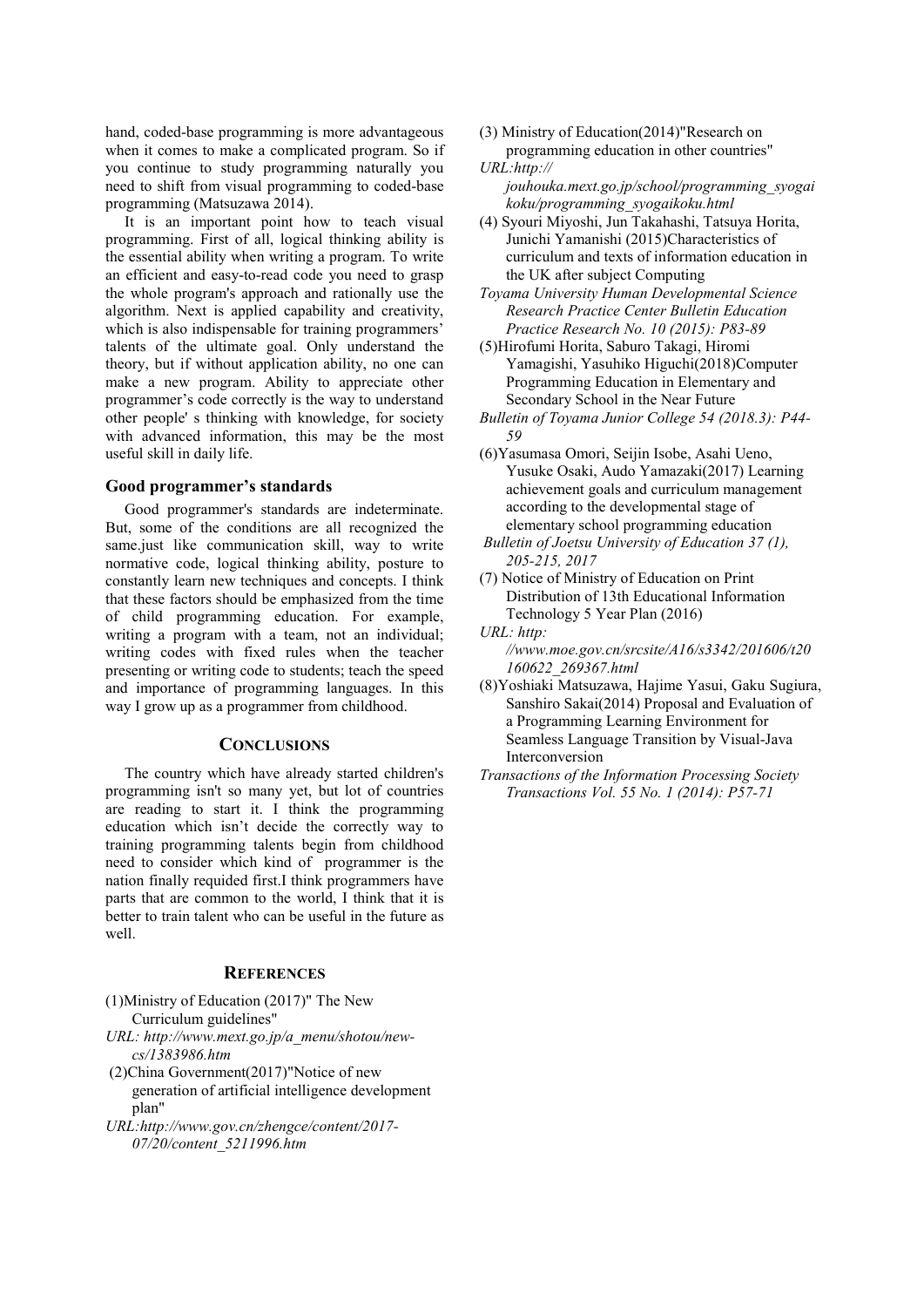hand, coded-base programming is more advantageous when it comes to make a complicated program. So if you continue to study programming naturally you need to shift from visual programming to coded-base programming (Matsuzawa 2014).

It is an important point how to teach visual programming. First of all, logical thinking ability is the essential ability when writing a program. To write an efficient and easy-to-read code you need to grasp the whole program's approach and rationally use the algorithm. Next is applied capability and creativity, which is also indispensable for training programmers' talents of the ultimate goal. Only understand the theory, but if without application ability, no one can make a new program. Ability to appreciate other programmer's code correctly is the way to understand other people' s thinking with knowledge, for society with advanced information, this may be the most useful skill in daily life.

### Good programmer's standards

Good programmer's standards are indeterminate. But, some of the conditions are all recognized the same.just like communication skill, way to write normative code, logical thinking ability, posture to constantly learn new techniques and concepts. I think that these factors should be emphasized from the time of child programming education. For example, writing a program with a team, not an individual; writing codes with fixed rules when the teacher presenting or writing code to students; teach the speed and importance of programming languages. In this way I grow up as a programmer from childhood.

## Conclusions

The country which have already started children's programming isn't so many yet, but lot of countries are reading to start it. I think the programming education which isn't decide the correctly way to training programming talents begin from childhood need to consider which kind of programmer is the nation finally requided first.I think programmers have parts that are common to the world, I think that it is better to train talent who can be useful in the future as well.

## References

(1)Ministry of Education (2017)" The New Curriculum guidelines"
*URL: http://www.mext.go.jp/a_menu/shotou/new-cs/1383986.htm*

(2)China Government(2017)"Notice of new generation of artificial intelligence development plan"
*URL:http://www.gov.cn/zhengce/content/2017-07/20/content_5211996.htm*

(3) Ministry of Education(2014)"Research on programming education in other countries"
*URL:http:// jouhouka.mext.go.jp/school/programming_syogaikoku/programming_syogaikoku.html*

(4) Syouri Miyoshi, Jun Takahashi, Tatsuya Horita, Junichi Yamanishi (2015)Characteristics of curriculum and texts of information education in the UK after subject Computing
*Toyama University Human Developmental Science Research Practice Center Bulletin Education Practice Research No. 10 (2015): P83-89*

(5)Hirofumi Horita, Saburo Takagi, Hiromi Yamagishi, Yasuhiko Higuchi(2018)Computer Programming Education in Elementary and Secondary School in the Near Future
*Bulletin of Toyama Junior College 54 (2018.3): P44-59*

(6)Yasumasa Omori, Seijin Isobe, Asahi Ueno, Yusuke Osaki, Audo Yamazaki(2017) Learning achievement goals and curriculum management according to the developmental stage of elementary school programming education
*Bulletin of Joetsu University of Education 37 (1), 205-215, 2017*

(7) Notice of Ministry of Education on Print Distribution of 13th Educational Information Technology 5 Year Plan (2016)
*URL: http: //www.moe.gov.cn/srcsite/A16/s3342/201606/t20160622_269367.html*

(8)Yoshiaki Matsuzawa, Hajime Yasui, Gaku Sugiura, Sanshiro Sakai(2014) Proposal and Evaluation of a Programming Learning Environment for Seamless Language Transition by Visual-Java Interconversion
*Transactions of the Information Processing Society Transactions Vol. 55 No. 1 (2014): P57-71*